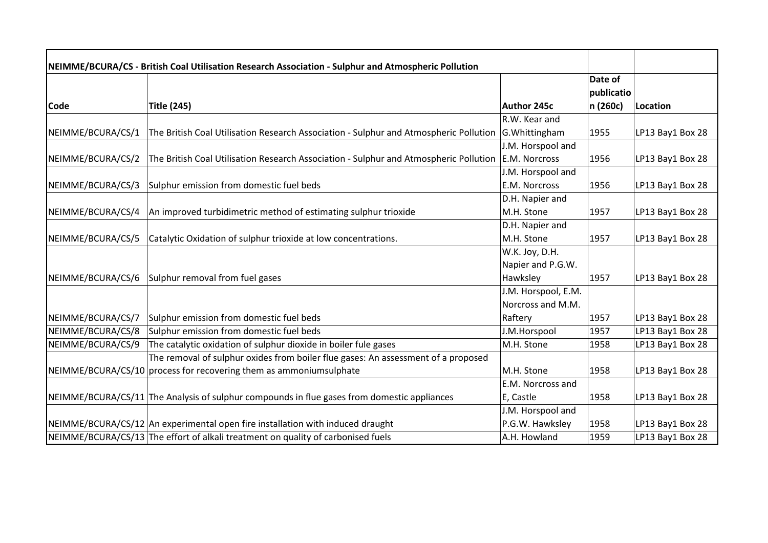| NEIMME/BCURA/CS - British Coal Utilisation Research Association - Sulphur and Atmospheric Pollution | | | | |
|---|---|---|---|---|
| **Code** | **Title (245)** | **Author 245c** | **Date of publication (260c)** | **Location** |
| NEIMME/BCURA/CS/1 | The British Coal Utilisation Research Association - Sulphur and Atmospheric Pollution | R.W. Kear and G.Whittingham | 1955 | LP13 Bay1 Box 28 |
| NEIMME/BCURA/CS/2 | The British Coal Utilisation Research Association - Sulphur and Atmospheric Pollution | J.M. Horspool and E.M. Norcross | 1956 | LP13 Bay1 Box 28 |
| NEIMME/BCURA/CS/3 | Sulphur emission from domestic fuel beds | J.M. Horspool and E.M. Norcross | 1956 | LP13 Bay1 Box 28 |
| NEIMME/BCURA/CS/4 | An improved turbidimetric method of estimating sulphur trioxide | D.H. Napier and M.H. Stone | 1957 | LP13 Bay1 Box 28 |
| NEIMME/BCURA/CS/5 | Catalytic Oxidation of sulphur trioxide at low concentrations. | D.H. Napier and M.H. Stone | 1957 | LP13 Bay1 Box 28 |
| NEIMME/BCURA/CS/6 | Sulphur removal from fuel gases | W.K. Joy, D.H. Napier and P.G.W. Hawksley | 1957 | LP13 Bay1 Box 28 |
| NEIMME/BCURA/CS/7 | Sulphur emission from domestic fuel beds | J.M. Horspool, E.M. Norcross and M.M. Raftery | 1957 | LP13 Bay1 Box 28 |
| NEIMME/BCURA/CS/8 | Sulphur emission from domestic fuel beds | J.M.Horspool | 1957 | LP13 Bay1 Box 28 |
| NEIMME/BCURA/CS/9 | The catalytic oxidation of sulphur dioxide in boiler fule gases | M.H. Stone | 1958 | LP13 Bay1 Box 28 |
| NEIMME/BCURA/CS/10 | The removal of sulphur oxides from boiler flue gases: An assessment of a proposed process for recovering them as ammoniumsulphate | M.H. Stone | 1958 | LP13 Bay1 Box 28 |
| NEIMME/BCURA/CS/11 | The Analysis of sulphur compounds in flue gases from domestic appliances | E.M. Norcross and E, Castle | 1958 | LP13 Bay1 Box 28 |
| NEIMME/BCURA/CS/12 | An experimental open fire installation with induced draught | J.M. Horspool and P.G.W. Hawksley | 1958 | LP13 Bay1 Box 28 |
| NEIMME/BCURA/CS/13 | The effort of alkali treatment on quality of carbonised fuels | A.H. Howland | 1959 | LP13 Bay1 Box 28 |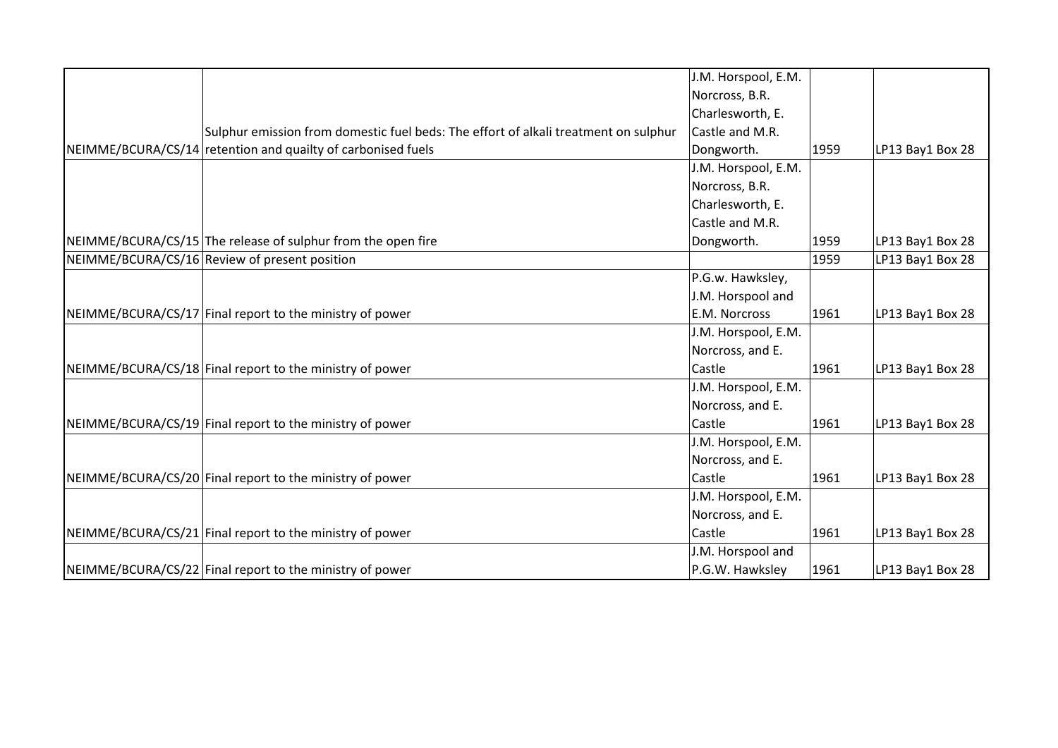| | | | | |
|---|---|---|---|---|
| NEIMME/BCURA/CS/14 | Sulphur emission from domestic fuel beds: The effort of alkali treatment on sulphur retention and quailty of carbonised fuels | J.M. Horspool, E.M. Norcross, B.R. Charlesworth, E. Castle and M.R. Dongworth. | 1959 | LP13 Bay1 Box 28 |
| NEIMME/BCURA/CS/15 | The release of sulphur from the open fire | J.M. Horspool, E.M. Norcross, B.R. Charlesworth, E. Castle and M.R. Dongworth. | 1959 | LP13 Bay1 Box 28 |
| NEIMME/BCURA/CS/16 | Review of present position | | 1959 | LP13 Bay1 Box 28 |
| NEIMME/BCURA/CS/17 | Final report to the ministry of power | P.G.w. Hawksley, J.M. Horspool and E.M. Norcross | 1961 | LP13 Bay1 Box 28 |
| NEIMME/BCURA/CS/18 | Final report to the ministry of power | J.M. Horspool, E.M. Norcross, and E. Castle | 1961 | LP13 Bay1 Box 28 |
| NEIMME/BCURA/CS/19 | Final report to the ministry of power | J.M. Horspool, E.M. Norcross, and E. Castle | 1961 | LP13 Bay1 Box 28 |
| NEIMME/BCURA/CS/20 | Final report to the ministry of power | J.M. Horspool, E.M. Norcross, and E. Castle | 1961 | LP13 Bay1 Box 28 |
| NEIMME/BCURA/CS/21 | Final report to the ministry of power | J.M. Horspool, E.M. Norcross, and E. Castle | 1961 | LP13 Bay1 Box 28 |
| NEIMME/BCURA/CS/22 | Final report to the ministry of power | J.M. Horspool and P.G.W. Hawksley | 1961 | LP13 Bay1 Box 28 |